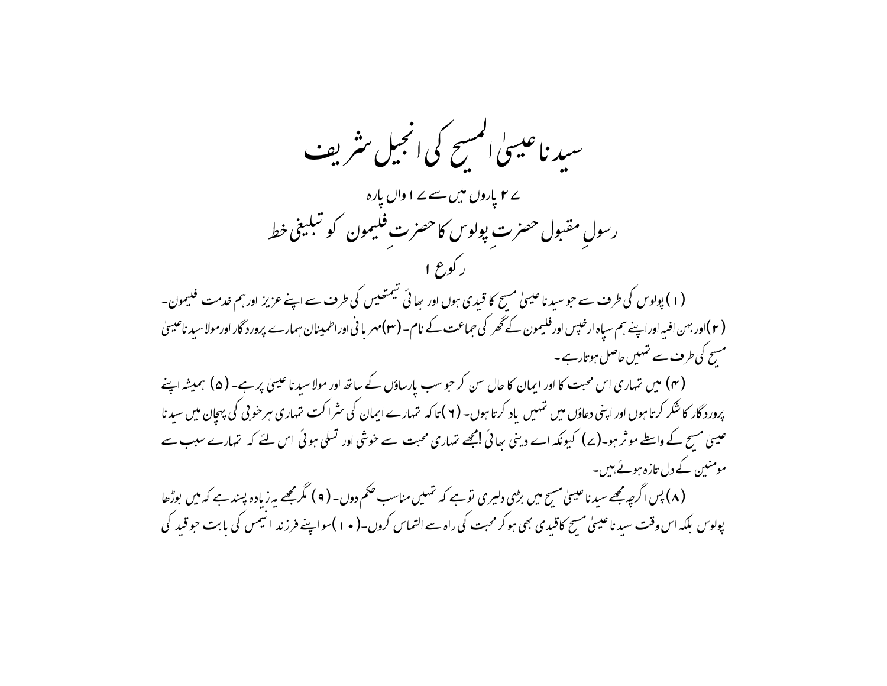# سیدنا عیسیٰ المسیح کی انجیل شریف

## ۲۷ پاروں میں سے ۱۷ واں پارہ

## رسولِ مقبول حضرتِ پولوس کا حضرتِ فلیمون کو تبلیغی خط

### رکوع ۱

(۱) پولوس کی طرف سے جو سیدنا عیسیٰ مسیح کا قیدی ہوں اور بھائی تیمتھیس کی طرف سے اپنے عزیز اور ہم خدمت فلیمون۔ (۲) اور بہن افیہ اور اپنے ہم سپاہ ارخپس اور فلیمون کے گھر کی جماعت کے نام۔ (۳) مہربانی اور اطمینان ہمارے پروردگار اور مولا سیدنا عیسیٰ مسیح کی طرف سے تمہیں حاصل ہوتا رہے۔

(۴) میں تمہاری اس محبت کا اور ایمان کا حال سن کر جو سب پارساؤں کے ساتھ اور مولا سیدنا عیسیٰ پر ہے۔ (۵) ہمیشہ اپنے پروردگار کا شکر کرتا ہوں اور اپنی دعاؤں میں تمہیں یاد کرتا ہوں۔ (۶) تاکہ تمہارے ایمان کی شراکت تمہاری ہر خوبی کی پہچان میں سیدنا عیسیٰ مسیح کے واسطے موثر ہو۔ (۷) کیونکہ اے دینی بھائی! مجھے تمہاری محبت سے خوشی اور تسلی ہوئی اس لئے کہ تمہارے سبب سے مومنین کے دل تازہ ہوئے ہیں۔

(۸) پس اگرچہ مجھے سیدنا عیسیٰ مسیح میں بڑی دلیری تو ہے کہ تمہیں مناسب حکم دوں۔ (۹) مگر مجھے یہ زیادہ پسند ہے کہ میں بوڑھا پولوس بلکہ اس وقت سیدنا عیسیٰ مسیح کا قیدی بھی ہو کر محبت کی راہ سے التماس کروں۔ (۱۰) سو اپنے فرزند انیمس کی بابت جو قید کی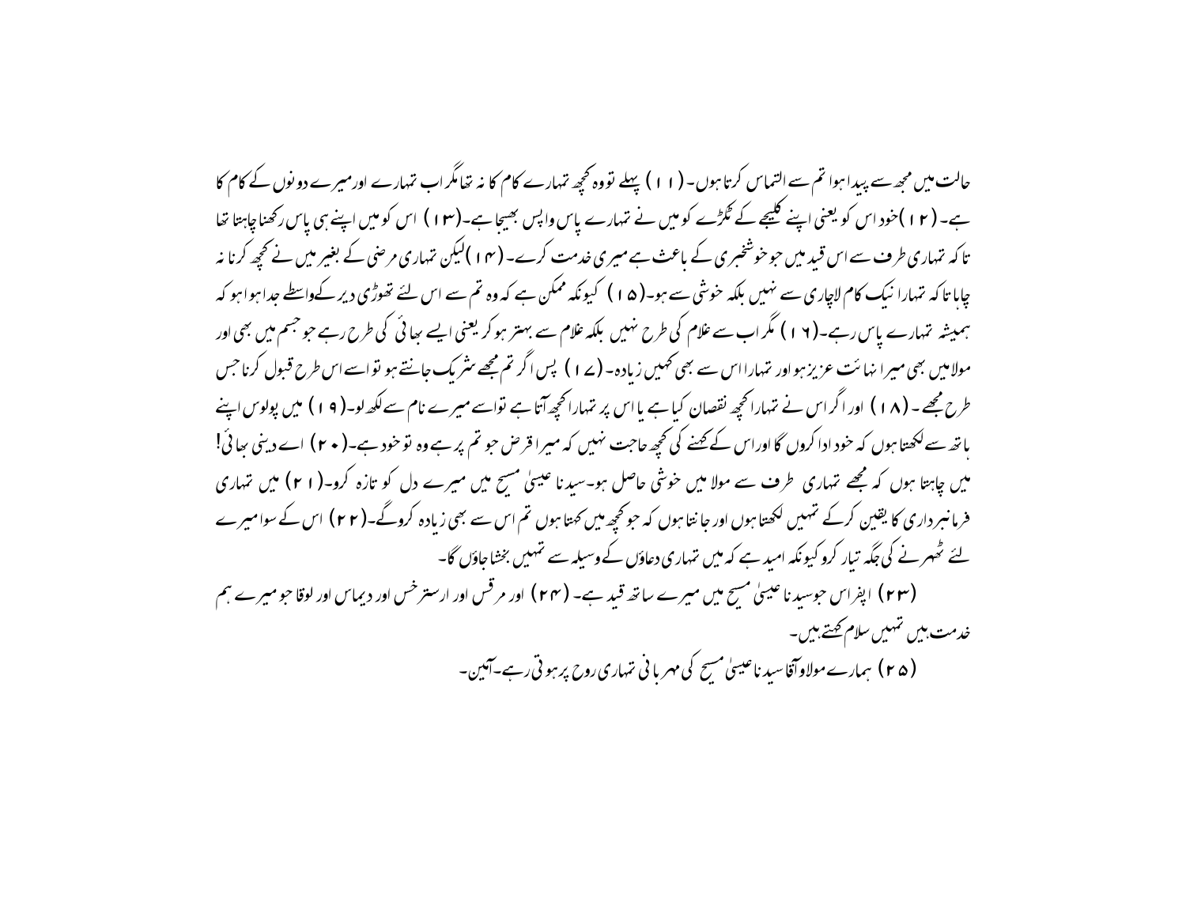حالت میں مجھ سے پیدا ہوا تم سے التماس کرتا ہوں۔(۱۱) پہلے تو وہ کچھ تمہارے کام کا نہ تھا مگر اب تمہارے اور میرے دونوں کے کام کا ہے۔(۱۲)خود اس کو یعنی اپنے کلیجے کے ٹکڑے کو میں نے تمہارے پاس واپس بھیجا ہے۔(۱۳) اس کو میں اپنے ہی پاس رکھنا چاہتا تھا تا کہ تمہاری طرف سے اس قید میں جو خوشخبری کے باعث ہے میری خدمت کرے۔(۱۴)لیکن تمہاری مرضی کے بغیر میں نے کچھ کرنا نہ چاہا تا کہ تمہارا نیک کام لاچاری سے نہیں بلکہ خوشی سے ہو۔(۱۵) کیونکہ ممکن ہے کہ وہ تم سے اس لئے تھوڑی دیر کےواسطے جدا ہوا ہو کہ ہمیشہ تمہارے پاس رہے۔(۱۶) مگر اب سے غلام کی طرح نہیں بلکہ غلام سے بہتر ہو کر یعنی ایسے بھائی کی طرح رہے جو جسم میں بھی اور مولا میں بھی میرا نہائت عزیز ہو اور تمہارا اس سے بھی کہیں زیادہ۔(۱۷) پس اگر تم مجھے شریک جانتے ہو تو اسے اس طرح قبول کرنا جس طرح مجھے۔(۱۸) اور اگر اس نے تمہارا کچھ نقصان کیا ہے یا اس پر تمہارا کچھ آتا ہے تو اسے میرے نام سے لکھ لو۔(۱۹) میں پولوس اپنے ہاتھ سے لکھتا ہوں کہ خود ادا کروں گا اور اس کے کہنے کی کچھ حاجت نہیں کہ میرا قرض جو تم پر ہے وہ تو خود ہے۔(۲۰) اے دینی بھائی! میں چاہتا ہوں کہ مجھے تمہاری طرف سے مولا میں خوشی حاصل ہو۔سیدنا عیسیٰ مسیح میں میرے دل کو تازہ کرو۔(۲۱) میں تمہاری فرمانبرداری کا یقین کرکے تمہیں لکھتا ہوں اور جانتا ہوں کہ جو کچھ میں کہتا ہوں تم اس سے بھی زیادہ کروگے۔(۲۲) اس کے سوا میرے لئے ٹھہرنے کی جگہ تیار کرو کیونکہ امید ہے کہ میں تمہاری دعاؤں کے وسیلہ سے تمہیں بخشا جاؤں گا۔

(۲۳) اپفراس جو سیدنا عیسیٰ مسیح میں میرے ساتھ قید ہے۔(۲۴) اور مرقس اور ارسترخس اور دیماس اور لوقا جو میرے ہم خدمت ہیں تمہیں سلام کہتے ہیں۔

(۲۵) ہمارے مولا و آقا سیدنا عیسیٰ مسیح کی مہربانی تمہاری روح پر ہوتی رہے۔آمین۔